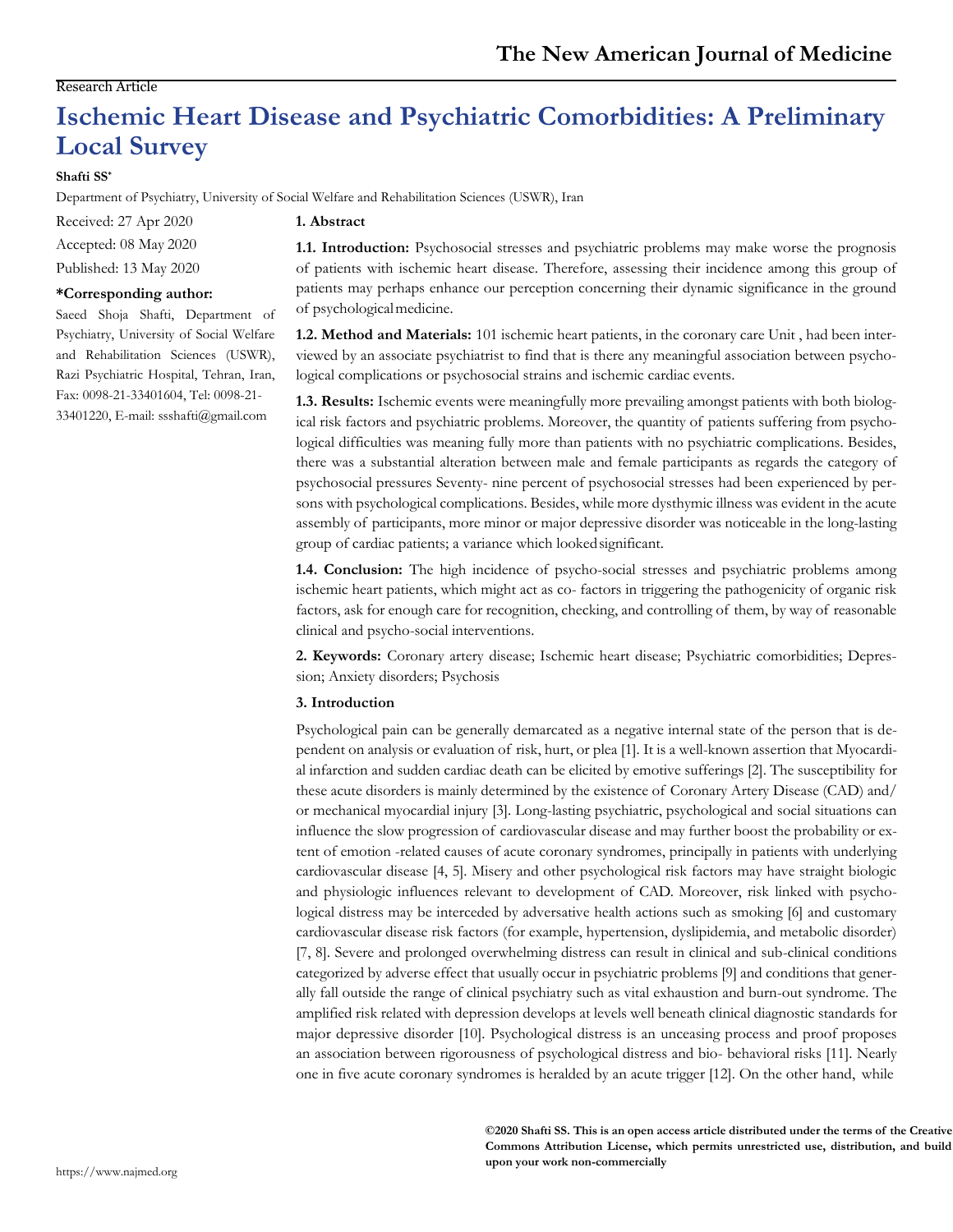Research Article

# Ischemic Heart Disease and Psychiatric Comorbidities: A Preliminary Local Survey

**Shafti SS***

Department of Psychiatry, University of Social Welfare and Rehabilitation Sciences (USWR), Iran

Received: 27 Apr 2020

Accepted: 08 May 2020

Published: 13 May 2020

**\*Corresponding author:**

Saeed Shoja Shafti, Department of Psychiatry, University of Social Welfare and Rehabilitation Sciences (USWR), Razi Psychiatric Hospital, Tehran, Iran, Fax: 0098-21-33401604, Tel: 0098-21-33401220, E-mail: ssshafti@gmail.com

## 1. Abstract

**1.1. Introduction:** Psychosocial stresses and psychiatric problems may make worse the prognosis of patients with ischemic heart disease. Therefore, assessing their incidence among this group of patients may perhaps enhance our perception concerning their dynamic significance in the ground of psychological medicine.

**1.2. Method and Materials:** 101 ischemic heart patients, in the coronary care Unit , had been interviewed by an associate psychiatrist to find that is there any meaningful association between psychological complications or psychosocial strains and ischemic cardiac events.

**1.3. Results:** Ischemic events were meaningfully more prevailing amongst patients with both biological risk factors and psychiatric problems. Moreover, the quantity of patients suffering from psychological difficulties was meaning fully more than patients with no psychiatric complications. Besides, there was a substantial alteration between male and female participants as regards the category of psychosocial pressures Seventy- nine percent of psychosocial stresses had been experienced by persons with psychological complications. Besides, while more dysthymic illness was evident in the acute assembly of participants, more minor or major depressive disorder was noticeable in the long-lasting group of cardiac patients; a variance which looked significant.

**1.4. Conclusion:** The high incidence of psycho-social stresses and psychiatric problems among ischemic heart patients, which might act as co- factors in triggering the pathogenicity of organic risk factors, ask for enough care for recognition, checking, and controlling of them, by way of reasonable clinical and psycho-social interventions.

## 2. Keywords:

Coronary artery disease; Ischemic heart disease; Psychiatric comorbidities; Depression; Anxiety disorders; Psychosis

## 3. Introduction

Psychological pain can be generally demarcated as a negative internal state of the person that is dependent on analysis or evaluation of risk, hurt, or plea [1]. It is a well-known assertion that Myocardial infarction and sudden cardiac death can be elicited by emotive sufferings [2]. The susceptibility for these acute disorders is mainly determined by the existence of Coronary Artery Disease (CAD) and/ or mechanical myocardial injury [3]. Long-lasting psychiatric, psychological and social situations can influence the slow progression of cardiovascular disease and may further boost the probability or extent of emotion -related causes of acute coronary syndromes, principally in patients with underlying cardiovascular disease [4, 5]. Misery and other psychological risk factors may have straight biologic and physiologic influences relevant to development of CAD. Moreover, risk linked with psychological distress may be interceded by adversative health actions such as smoking [6] and customary cardiovascular disease risk factors (for example, hypertension, dyslipidemia, and metabolic disorder) [7, 8]. Severe and prolonged overwhelming distress can result in clinical and sub-clinical conditions categorized by adverse effect that usually occur in psychiatric problems [9] and conditions that generally fall outside the range of clinical psychiatry such as vital exhaustion and burn-out syndrome. The amplified risk related with depression develops at levels well beneath clinical diagnostic standards for major depressive disorder [10]. Psychological distress is an unceasing process and proof proposes an association between rigorousness of psychological distress and bio- behavioral risks [11]. Nearly one in five acute coronary syndromes is heralded by an acute trigger [12]. On the other hand, while

**©2020 Shafti SS. This is an open access article distributed under the terms of the Creative Commons Attribution License, which permits unrestricted use, distribution, and build upon your work non-commercially**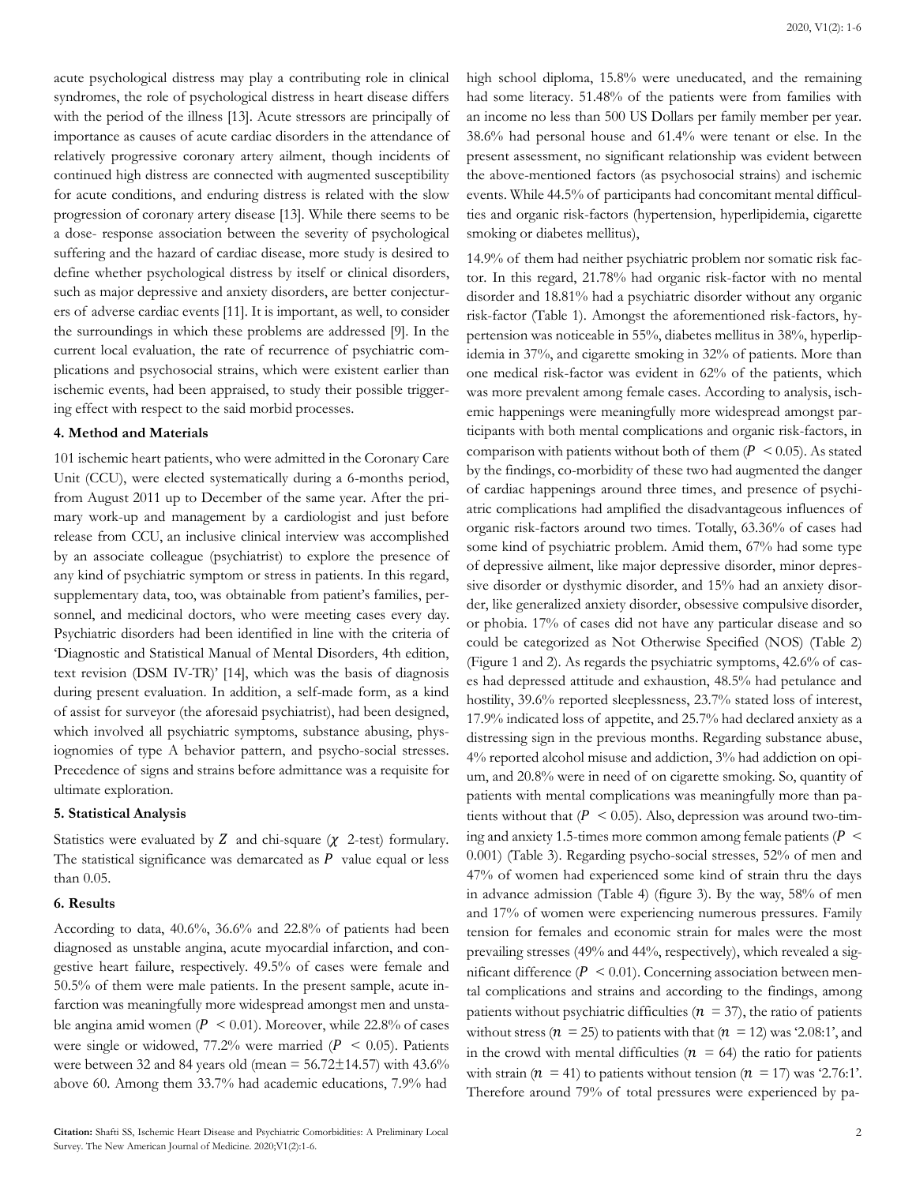acute psychological distress may play a contributing role in clinical syndromes, the role of psychological distress in heart disease differs with the period of the illness [13]. Acute stressors are principally of importance as causes of acute cardiac disorders in the attendance of relatively progressive coronary artery ailment, though incidents of continued high distress are connected with augmented susceptibility for acute conditions, and enduring distress is related with the slow progression of coronary artery disease [13]. While there seems to be a dose- response association between the severity of psychological suffering and the hazard of cardiac disease, more study is desired to define whether psychological distress by itself or clinical disorders, such as major depressive and anxiety disorders, are better conjecturers of adverse cardiac events [11]. It is important, as well, to consider the surroundings in which these problems are addressed [9]. In the current local evaluation, the rate of recurrence of psychiatric complications and psychosocial strains, which were existent earlier than ischemic events, had been appraised, to study their possible triggering effect with respect to the said morbid processes.

## 4. Method and Materials

101 ischemic heart patients, who were admitted in the Coronary Care Unit (CCU), were elected systematically during a 6-months period, from August 2011 up to December of the same year. After the primary work-up and management by a cardiologist and just before release from CCU, an inclusive clinical interview was accomplished by an associate colleague (psychiatrist) to explore the presence of any kind of psychiatric symptom or stress in patients. In this regard, supplementary data, too, was obtainable from patient's families, personnel, and medicinal doctors, who were meeting cases every day. Psychiatric disorders had been identified in line with the criteria of 'Diagnostic and Statistical Manual of Mental Disorders, 4th edition, text revision (DSM IV-TR)' [14], which was the basis of diagnosis during present evaluation. In addition, a self-made form, as a kind of assist for surveyor (the aforesaid psychiatrist), had been designed, which involved all psychiatric symptoms, substance abusing, physiognomies of type A behavior pattern, and psycho-social stresses. Precedence of signs and strains before admittance was a requisite for ultimate exploration.

## 5. Statistical Analysis

Statistics were evaluated by $Z$ and chi-square ($\chi$ 2-test) formulary. The statistical significance was demarcated as $P$ value equal or less than 0.05.

## 6. Results

According to data, 40.6%, 36.6% and 22.8% of patients had been diagnosed as unstable angina, acute myocardial infarction, and congestive heart failure, respectively. 49.5% of cases were female and 50.5% of them were male patients. In the present sample, acute infarction was meaningfully more widespread amongst men and unstable angina amid women ($P < 0.01$). Moreover, while 22.8% of cases were single or widowed, 77.2% were married ($P < 0.05$). Patients were between 32 and 84 years old (mean = 56.72±14.57) with 43.6% above 60. Among them 33.7% had academic educations, 7.9% had high school diploma, 15.8% were uneducated, and the remaining had some literacy. 51.48% of the patients were from families with an income no less than 500 US Dollars per family member per year. 38.6% had personal house and 61.4% were tenant or else. In the present assessment, no significant relationship was evident between the above-mentioned factors (as psychosocial strains) and ischemic events. While 44.5% of participants had concomitant mental difficulties and organic risk-factors (hypertension, hyperlipidemia, cigarette smoking or diabetes mellitus),

14.9% of them had neither psychiatric problem nor somatic risk factor. In this regard, 21.78% had organic risk-factor with no mental disorder and 18.81% had a psychiatric disorder without any organic risk-factor (Table 1). Amongst the aforementioned risk-factors, hypertension was noticeable in 55%, diabetes mellitus in 38%, hyperlipidemia in 37%, and cigarette smoking in 32% of patients. More than one medical risk-factor was evident in 62% of the patients, which was more prevalent among female cases. According to analysis, ischemic happenings were meaningfully more widespread amongst participants with both mental complications and organic risk-factors, in comparison with patients without both of them ($P < 0.05$). As stated by the findings, co-morbidity of these two had augmented the danger of cardiac happenings around three times, and presence of psychiatric complications had amplified the disadvantageous influences of organic risk-factors around two times. Totally, 63.36% of cases had some kind of psychiatric problem. Amid them, 67% had some type of depressive ailment, like major depressive disorder, minor depressive disorder or dysthymic disorder, and 15% had an anxiety disorder, like generalized anxiety disorder, obsessive compulsive disorder, or phobia. 17% of cases did not have any particular disease and so could be categorized as Not Otherwise Specified (NOS) (Table 2) (Figure 1 and 2). As regards the psychiatric symptoms, 42.6% of cases had depressed attitude and exhaustion, 48.5% had petulance and hostility, 39.6% reported sleeplessness, 23.7% stated loss of interest, 17.9% indicated loss of appetite, and 25.7% had declared anxiety as a distressing sign in the previous months. Regarding substance abuse, 4% reported alcohol misuse and addiction, 3% had addiction on opium, and 20.8% were in need of on cigarette smoking. So, quantity of patients with mental complications was meaningfully more than patients without that ($P < 0.05$). Also, depression was around two-timing and anxiety 1.5-times more common among female patients ($P < 0.001$) (Table 3). Regarding psycho-social stresses, 52% of men and 47% of women had experienced some kind of strain thru the days in advance admission (Table 4) (figure 3). By the way, 58% of men and 17% of women were experiencing numerous pressures. Family tension for females and economic strain for males were the most prevailing stresses (49% and 44%, respectively), which revealed a significant difference ($P < 0.01$). Concerning association between mental complications and strains and according to the findings, among patients without psychiatric difficulties ($n = 37$), the ratio of patients without stress ($n = 25$) to patients with that ($n = 12$) was '2.08:1', and in the crowd with mental difficulties ($n = 64$) the ratio for patients with strain ($n = 41$) to patients without tension ($n = 17$) was '2.76:1'. Therefore around 79% of total pressures were experienced by pa-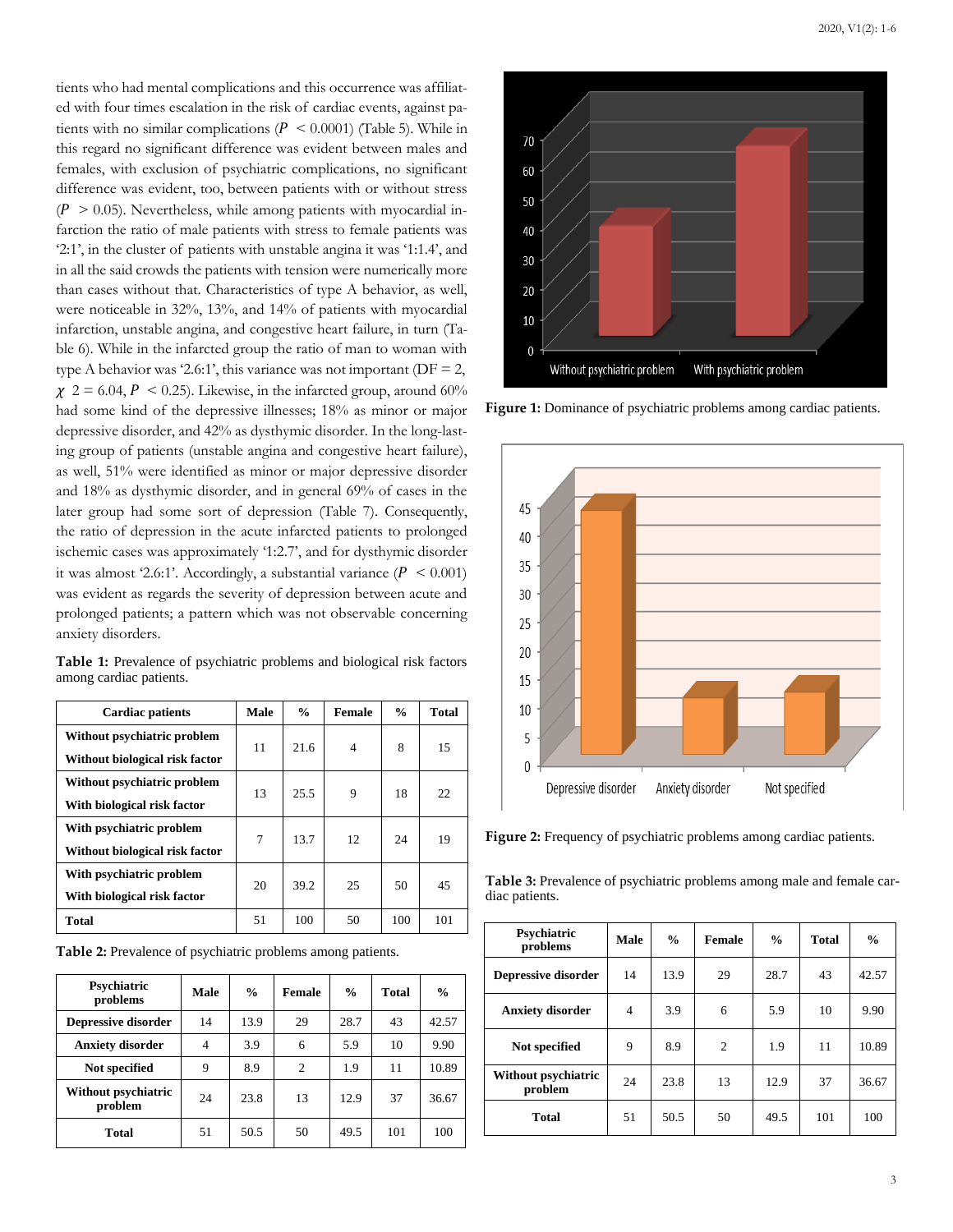tients who had mental complications and this occurrence was affiliated with four times escalation in the risk of cardiac events, against patients with no similar complications ($P < 0.0001$) (Table 5). While in this regard no significant difference was evident between males and females, with exclusion of psychiatric complications, no significant difference was evident, too, between patients with or without stress ($P > 0.05$). Nevertheless, while among patients with myocardial infarction the ratio of male patients with stress to female patients was '2:1', in the cluster of patients with unstable angina it was '1:1.4', and in all the said crowds the patients with tension were numerically more than cases without that. Characteristics of type A behavior, as well, were noticeable in 32%, 13%, and 14% of patients with myocardial infarction, unstable angina, and congestive heart failure, in turn (Table 6). While in the infarcted group the ratio of man to woman with type A behavior was '2.6:1', this variance was not important (DF = 2, $\chi^2 = 6.04$, $P < 0.25$). Likewise, in the infarcted group, around 60% had some kind of the depressive illnesses; 18% as minor or major depressive disorder, and 42% as dysthymic disorder. In the long-lasting group of patients (unstable angina and congestive heart failure), as well, 51% were identified as minor or major depressive disorder and 18% as dysthymic disorder, and in general 69% of cases in the later group had some sort of depression (Table 7). Consequently, the ratio of depression in the acute infarcted patients to prolonged ischemic cases was approximately '1:2.7', and for dysthymic disorder it was almost '2.6:1'. Accordingly, a substantial variance ($P < 0.001$) was evident as regards the severity of depression between acute and prolonged patients; a pattern which was not observable concerning anxiety disorders.

**Table 1:** Prevalence of psychiatric problems and biological risk factors among cardiac patients.

| Cardiac patients | Male | % | Female | % | Total |
|---|---|---|---|---|---|
| Without psychiatric problem<br>Without biological risk factor | 11 | 21.6 | 4 | 8 | 15 |
| Without psychiatric problem<br>With biological risk factor | 13 | 25.5 | 9 | 18 | 22 |
| With psychiatric problem<br>Without biological risk factor | 7 | 13.7 | 12 | 24 | 19 |
| With psychiatric problem<br>With biological risk factor | 20 | 39.2 | 25 | 50 | 45 |
| Total | 51 | 100 | 50 | 100 | 101 |

**Table 2:** Prevalence of psychiatric problems among patients.

| Psychiatric problems | Male | % | Female | % | Total | % |
|---|---|---|---|---|---|---|
| Depressive disorder | 14 | 13.9 | 29 | 28.7 | 43 | 42.57 |
| Anxiety disorder | 4 | 3.9 | 6 | 5.9 | 10 | 9.90 |
| Not specified | 9 | 8.9 | 2 | 1.9 | 11 | 10.89 |
| Without psychiatric problem | 24 | 23.8 | 13 | 12.9 | 37 | 36.67 |
| Total | 51 | 50.5 | 50 | 49.5 | 101 | 100 |

**Figure 1:** Dominance of psychiatric problems among cardiac patients.

**Figure 2:** Frequency of psychiatric problems among cardiac patients.

**Table 3:** Prevalence of psychiatric problems among male and female cardiac patients.

| Psychiatric problems | Male | % | Female | % | Total | % |
|---|---|---|---|---|---|---|
| Depressive disorder | 14 | 13.9 | 29 | 28.7 | 43 | 42.57 |
| Anxiety disorder | 4 | 3.9 | 6 | 5.9 | 10 | 9.90 |
| Not specified | 9 | 8.9 | 2 | 1.9 | 11 | 10.89 |
| Without psychiatric problem | 24 | 23.8 | 13 | 12.9 | 37 | 36.67 |
| Total | 51 | 50.5 | 50 | 49.5 | 101 | 100 |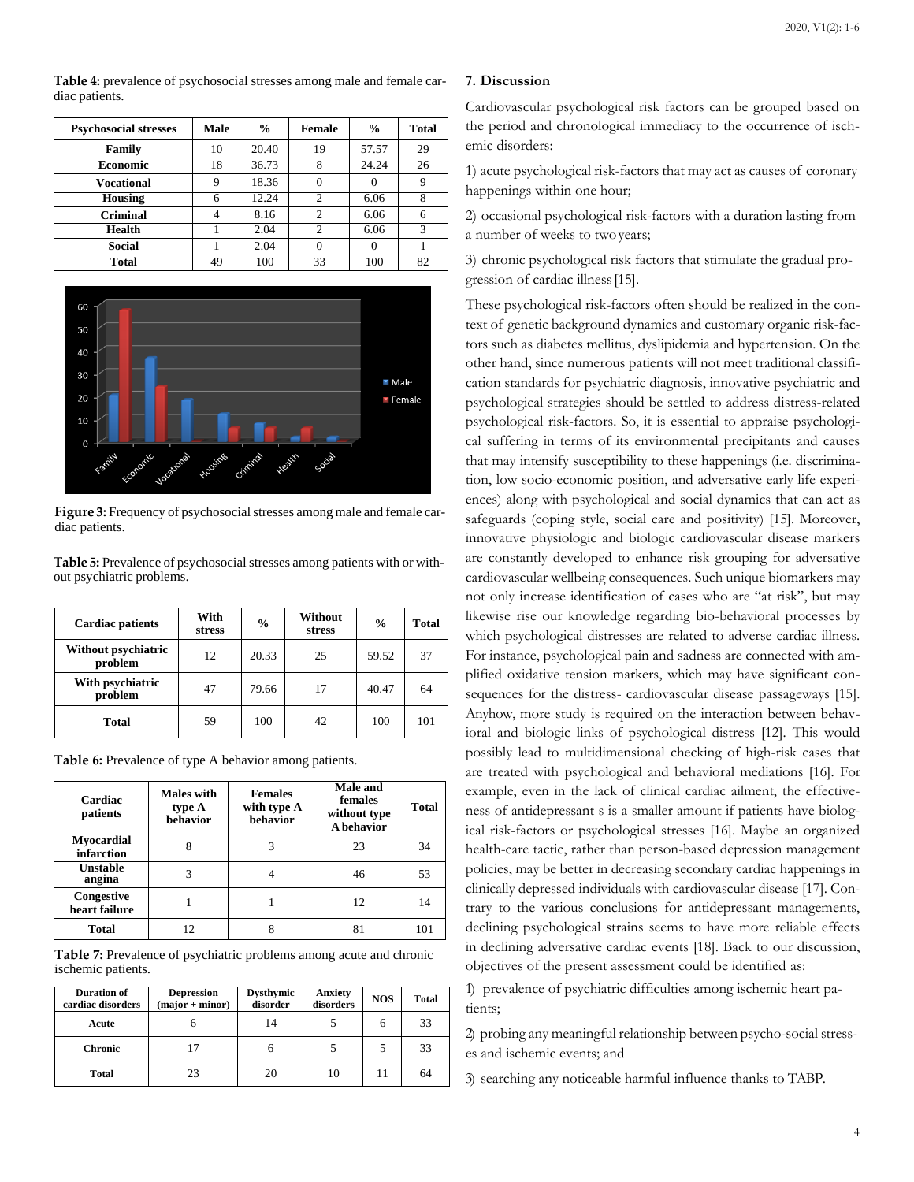**Table 4:** prevalence of psychosocial stresses among male and female cardiac patients.

| Psychosocial stresses | Male | % | Female | % | Total |
|---|---|---|---|---|---|
| Family | 10 | 20.40 | 19 | 57.57 | 29 |
| Economic | 18 | 36.73 | 8 | 24.24 | 26 |
| Vocational | 9 | 18.36 | 0 | 0 | 9 |
| Housing | 6 | 12.24 | 2 | 6.06 | 8 |
| Criminal | 4 | 8.16 | 2 | 6.06 | 6 |
| Health | 1 | 2.04 | 2 | 6.06 | 3 |
| Social | 1 | 2.04 | 0 | 0 | 1 |
| Total | 49 | 100 | 33 | 100 | 82 |

**Figure 3:** Frequency of psychosocial stresses among male and female cardiac patients.

**Table 5:** Prevalence of psychosocial stresses among patients with or without psychiatric problems.

| Cardiac patients | With stress | % | Without stress | % | Total |
|---|---|---|---|---|---|
| Without psychiatric problem | 12 | 20.33 | 25 | 59.52 | 37 |
| With psychiatric problem | 47 | 79.66 | 17 | 40.47 | 64 |
| Total | 59 | 100 | 42 | 100 | 101 |

**Table 6:** Prevalence of type A behavior among patients.

| Cardiac patients | Males with type A behavior | Females with type A behavior | Male and females without type A behavior | Total |
|---|---|---|---|---|
| Myocardial infarction | 8 | 3 | 23 | 34 |
| Unstable angina | 3 | 4 | 46 | 53 |
| Congestive heart failure | 1 | 1 | 12 | 14 |
| Total | 12 | 8 | 81 | 101 |

**Table 7:** Prevalence of psychiatric problems among acute and chronic ischemic patients.

| Duration of cardiac disorders | Depression (major + minor) | Dysthymic disorder | Anxiety disorders | NOS | Total |
|---|---|---|---|---|---|
| Acute | 6 | 14 | 5 | 6 | 33 |
| Chronic | 17 | 6 | 5 | 5 | 33 |
| Total | 23 | 20 | 10 | 11 | 64 |

## 7. Discussion

Cardiovascular psychological risk factors can be grouped based on the period and chronological immediacy to the occurrence of ischemic disorders:

1) acute psychological risk-factors that may act as causes of coronary happenings within one hour;

2) occasional psychological risk-factors with a duration lasting from a number of weeks to two years;

3) chronic psychological risk factors that stimulate the gradual progression of cardiac illness [15].

These psychological risk-factors often should be realized in the context of genetic background dynamics and customary organic risk-factors such as diabetes mellitus, dyslipidemia and hypertension. On the other hand, since numerous patients will not meet traditional classification standards for psychiatric diagnosis, innovative psychiatric and psychological strategies should be settled to address distress-related psychological risk-factors. So, it is essential to appraise psychological suffering in terms of its environmental precipitants and causes that may intensify susceptibility to these happenings (i.e. discrimination, low socio-economic position, and adversative early life experiences) along with psychological and social dynamics that can act as safeguards (coping style, social care and positivity) [15]. Moreover, innovative physiologic and biologic cardiovascular disease markers are constantly developed to enhance risk grouping for adversative cardiovascular wellbeing consequences. Such unique biomarkers may not only increase identification of cases who are "at risk", but may likewise rise our knowledge regarding bio-behavioral processes by which psychological distresses are related to adverse cardiac illness. For instance, psychological pain and sadness are connected with amplified oxidative tension markers, which may have significant consequences for the distress- cardiovascular disease passageways [15]. Anyhow, more study is required on the interaction between behavioral and biologic links of psychological distress [12]. This would possibly lead to multidimensional checking of high-risk cases that are treated with psychological and behavioral mediations [16]. For example, even in the lack of clinical cardiac ailment, the effectiveness of antidepressant s is a smaller amount if patients have biological risk-factors or psychological stresses [16]. Maybe an organized health-care tactic, rather than person-based depression management policies, may be better in decreasing secondary cardiac happenings in clinically depressed individuals with cardiovascular disease [17]. Contrary to the various conclusions for antidepressant managements, declining psychological strains seems to have more reliable effects in declining adversative cardiac events [18]. Back to our discussion, objectives of the present assessment could be identified as:

1) prevalence of psychiatric difficulties among ischemic heart patients;

2) probing any meaningful relationship between psycho-social stresses and ischemic events; and

3) searching any noticeable harmful influence thanks to TABP.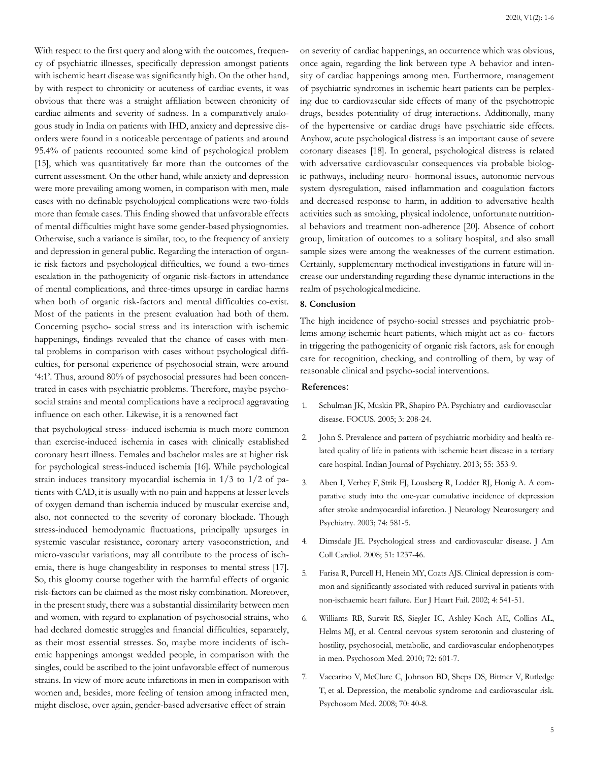With respect to the first query and along with the outcomes, frequency of psychiatric illnesses, specifically depression amongst patients with ischemic heart disease was significantly high. On the other hand, by with respect to chronicity or acuteness of cardiac events, it was obvious that there was a straight affiliation between chronicity of cardiac ailments and severity of sadness. In a comparatively analogous study in India on patients with IHD, anxiety and depressive disorders were found in a noticeable percentage of patients and around 95.4% of patients recounted some kind of psychological problem [15], which was quantitatively far more than the outcomes of the current assessment. On the other hand, while anxiety and depression were more prevailing among women, in comparison with men, male cases with no definable psychological complications were two-folds more than female cases. This finding showed that unfavorable effects of mental difficulties might have some gender-based physiognomies. Otherwise, such a variance is similar, too, to the frequency of anxiety and depression in general public. Regarding the interaction of organic risk factors and psychological difficulties, we found a two-times escalation in the pathogenicity of organic risk-factors in attendance of mental complications, and three-times upsurge in cardiac harms when both of organic risk-factors and mental difficulties co-exist. Most of the patients in the present evaluation had both of them. Concerning psycho- social stress and its interaction with ischemic happenings, findings revealed that the chance of cases with mental problems in comparison with cases without psychological difficulties, for personal experience of psychosocial strain, were around '4:1'. Thus, around 80% of psychosocial pressures had been concentrated in cases with psychiatric problems. Therefore, maybe psycho-social strains and mental complications have a reciprocal aggravating influence on each other. Likewise, it is a renowned fact that psychological stress- induced ischemia is much more common than exercise-induced ischemia in cases with clinically established coronary heart illness. Females and bachelor males are at higher risk for psychological stress-induced ischemia [16]. While psychological strain induces transitory myocardial ischemia in 1/3 to 1/2 of patients with CAD, it is usually with no pain and happens at lesser levels of oxygen demand than ischemia induced by muscular exercise and, also, not connected to the severity of coronary blockade. Though stress-induced hemodynamic fluctuations, principally upsurges in systemic vascular resistance, coronary artery vasoconstriction, and micro-vascular variations, may all contribute to the process of ischemia, there is huge changeability in responses to mental stress [17]. So, this gloomy course together with the harmful effects of organic risk-factors can be claimed as the most risky combination. Moreover, in the present study, there was a substantial dissimilarity between men and women, with regard to explanation of psychosocial strains, who had declared domestic struggles and financial difficulties, separately, as their most essential stresses. So, maybe more incidents of ischemic happenings amongst wedded people, in comparison with the singles, could be ascribed to the joint unfavorable effect of numerous strains. In view of more acute infarctions in men in comparison with women and, besides, more feeling of tension among infracted men, might disclose, over again, gender-based adversative effect of strain on severity of cardiac happenings, an occurrence which was obvious, once again, regarding the link between type A behavior and intensity of cardiac happenings among men. Furthermore, management of psychiatric syndromes in ischemic heart patients can be perplexing due to cardiovascular side effects of many of the psychotropic drugs, besides potentiality of drug interactions. Additionally, many of the hypertensive or cardiac drugs have psychiatric side effects. Anyhow, acute psychological distress is an important cause of severe coronary diseases [18]. In general, psychological distress is related with adversative cardiovascular consequences via probable biologic pathways, including neuro- hormonal issues, autonomic nervous system dysregulation, raised inflammation and coagulation factors and decreased response to harm, in addition to adversative health activities such as smoking, physical indolence, unfortunate nutritional behaviors and treatment non-adherence [20]. Absence of cohort group, limitation of outcomes to a solitary hospital, and also small sample sizes were among the weaknesses of the current estimation. Certainly, supplementary methodical investigations in future will increase our understanding regarding these dynamic interactions in the realm of psychological medicine.

## 8. Conclusion

The high incidence of psycho-social stresses and psychiatric problems among ischemic heart patients, which might act as co- factors in triggering the pathogenicity of organic risk factors, ask for enough care for recognition, checking, and controlling of them, by way of reasonable clinical and psycho-social interventions.

## References:

1. Schulman JK, Muskin PR, Shapiro PA. Psychiatry and cardiovascular disease. FOCUS. 2005; 3: 208-24.
2. John S. Prevalence and pattern of psychiatric morbidity and health related quality of life in patients with ischemic heart disease in a tertiary care hospital. Indian Journal of Psychiatry. 2013; 55: 353-9.
3. Aben I, Verhey F, Strik FJ, Lousberg R, Lodder RJ, Honig A. A comparative study into the one-year cumulative incidence of depression after stroke andmyocardial infarction. J Neurology Neurosurgery and Psychiatry. 2003; 74: 581-5.
4. Dimsdale JE. Psychological stress and cardiovascular disease. J Am Coll Cardiol. 2008; 51: 1237-46.
5. Farisa R, Purcell H, Henein MY, Coats AJS. Clinical depression is common and significantly associated with reduced survival in patients with non-ischaemic heart failure. Eur J Heart Fail. 2002; 4: 541-51.
6. Williams RB, Surwit RS, Siegler IC, Ashley-Koch AE, Collins AL, Helms MJ, et al. Central nervous system serotonin and clustering of hostility, psychosocial, metabolic, and cardiovascular endophenotypes in men. Psychosom Med. 2010; 72: 601-7.
7. Vaccarino V, McClure C, Johnson BD, Sheps DS, Bittner V, Rutledge T, et al. Depression, the metabolic syndrome and cardiovascular risk. Psychosom Med. 2008; 70: 40-8.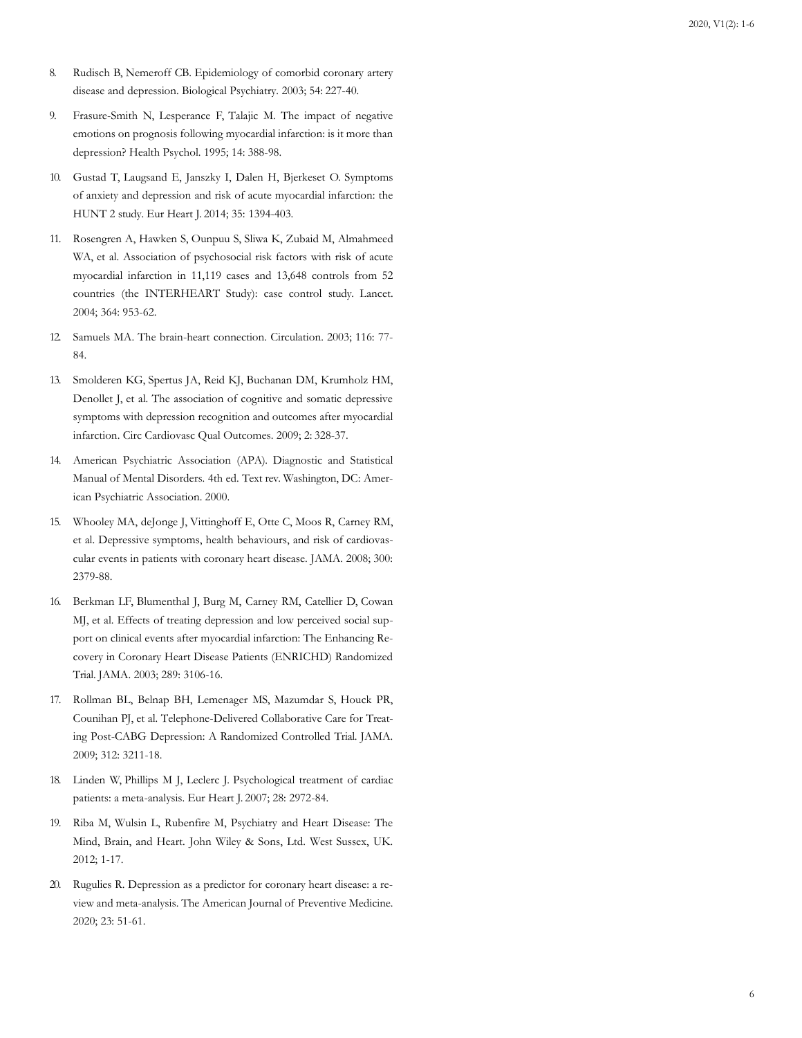8. Rudisch B, Nemeroff CB. Epidemiology of comorbid coronary artery disease and depression. Biological Psychiatry. 2003; 54: 227-40.

9. Frasure-Smith N, Lesperance F, Talajic M. The impact of negative emotions on prognosis following myocardial infarction: is it more than depression? Health Psychol. 1995; 14: 388-98.

10. Gustad T, Laugsand E, Janszky I, Dalen H, Bjerkeset O. Symptoms of anxiety and depression and risk of acute myocardial infarction: the HUNT 2 study. Eur Heart J. 2014; 35: 1394-403.

11. Rosengren A, Hawken S, Ounpuu S, Sliwa K, Zubaid M, Almahmeed WA, et al. Association of psychosocial risk factors with risk of acute myocardial infarction in 11,119 cases and 13,648 controls from 52 countries (the INTERHEART Study): case control study. Lancet. 2004; 364: 953-62.

12. Samuels MA. The brain-heart connection. Circulation. 2003; 116: 77-84.

13. Smolderen KG, Spertus JA, Reid KJ, Buchanan DM, Krumholz HM, Denollet J, et al. The association of cognitive and somatic depressive symptoms with depression recognition and outcomes after myocardial infarction. Circ Cardiovasc Qual Outcomes. 2009; 2: 328-37.

14. American Psychiatric Association (APA). Diagnostic and Statistical Manual of Mental Disorders. 4th ed. Text rev. Washington, DC: American Psychiatric Association. 2000.

15. Whooley MA, deJonge J, Vittinghoff E, Otte C, Moos R, Carney RM, et al. Depressive symptoms, health behaviours, and risk of cardiovascular events in patients with coronary heart disease. JAMA. 2008; 300: 2379-88.

16. Berkman LF, Blumenthal J, Burg M, Carney RM, Catellier D, Cowan MJ, et al. Effects of treating depression and low perceived social support on clinical events after myocardial infarction: The Enhancing Recovery in Coronary Heart Disease Patients (ENRICHD) Randomized Trial. JAMA. 2003; 289: 3106-16.

17. Rollman BL, Belnap BH, Lemenager MS, Mazumdar S, Houck PR, Counihan PJ, et al. Telephone-Delivered Collaborative Care for Treating Post-CABG Depression: A Randomized Controlled Trial. JAMA. 2009; 312: 3211-18.

18. Linden W, Phillips M J, Leclerc J. Psychological treatment of cardiac patients: a meta-analysis. Eur Heart J. 2007; 28: 2972-84.

19. Riba M, Wulsin L, Rubenfire M, Psychiatry and Heart Disease: The Mind, Brain, and Heart. John Wiley & Sons, Ltd. West Sussex, UK. 2012; 1-17.

20. Rugulies R. Depression as a predictor for coronary heart disease: a review and meta-analysis. The American Journal of Preventive Medicine. 2020; 23: 51-61.